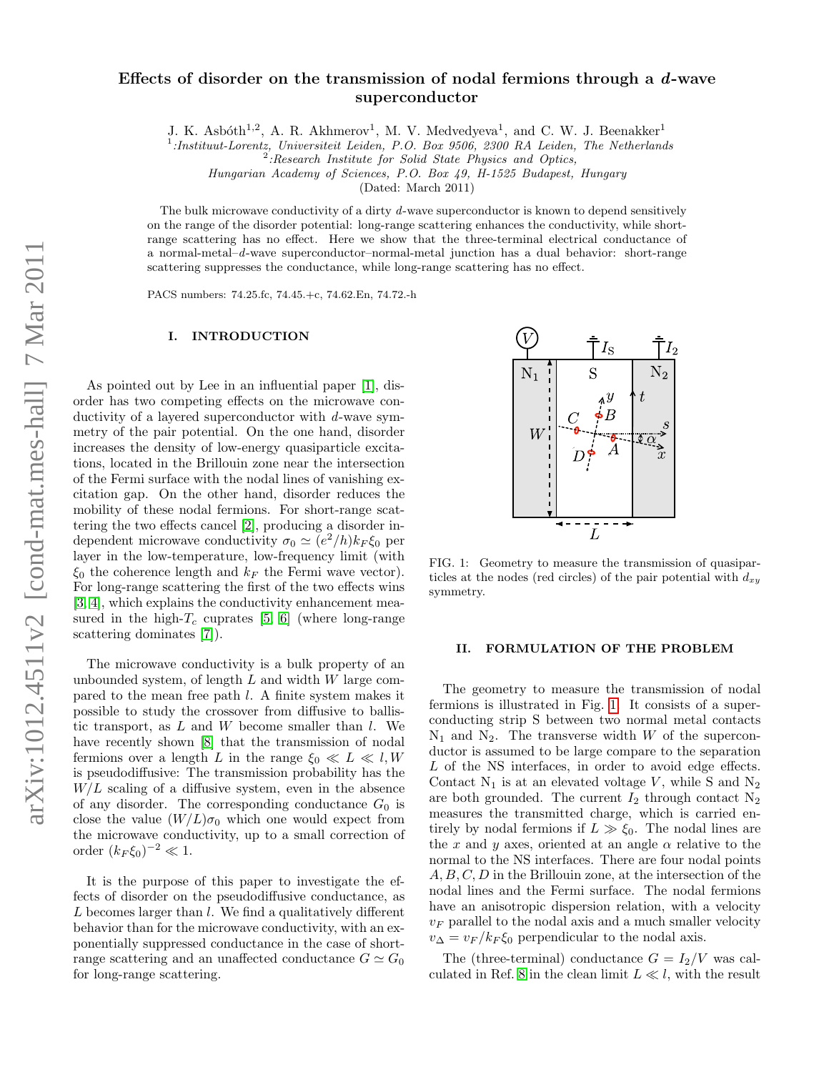# Effects of disorder on the transmission of nodal fermions through a *d*-wave superconductor

J. K. Asbóth[1,2], A. R. Akhmerov[1], M. V. Medvedyeva[1], and C. W. J. Beenakker[1]

[1]:*Instituut-Lorentz, Universiteit Leiden, P.O. Box 9506, 2300 RA Leiden, The Netherlands*
[2]:*Research Institute for Solid State Physics and Optics, Hungarian Academy of Sciences, P.O. Box 49, H-1525 Budapest, Hungary*

(Dated: March 2011)

The bulk microwave conductivity of a dirty $d$-wave superconductor is known to depend sensitively on the range of the disorder potential: long-range scattering enhances the conductivity, while short-range scattering has no effect. Here we show that the three-terminal electrical conductance of a normal-metal–$d$-wave superconductor–normal-metal junction has a dual behavior: short-range scattering suppresses the conductance, while long-range scattering has no effect.

PACS numbers: 74.25.fc, 74.45.+c, 74.62.En, 74.72.-h

## I. INTRODUCTION

As pointed out by Lee in an influential paper [1], disorder has two competing effects on the microwave conductivity of a layered superconductor with $d$-wave symmetry of the pair potential. On the one hand, disorder increases the density of low-energy quasiparticle excitations, located in the Brillouin zone near the intersection of the Fermi surface with the nodal lines of vanishing excitation gap. On the other hand, disorder reduces the mobility of these nodal fermions. For short-range scattering the two effects cancel [2], producing a disorder independent microwave conductivity $\sigma_0 \simeq (e^2/h)k_F\xi_0$ per layer in the low-temperature, low-frequency limit (with $\xi_0$ the coherence length and $k_F$ the Fermi wave vector). For long-range scattering the first of the two effects wins [3, 4], which explains the conductivity enhancement measured in the high-$T_c$ cuprates [5, 6] (where long-range scattering dominates [7]).

The microwave conductivity is a bulk property of an unbounded system, of length $L$ and width $W$ large compared to the mean free path $l$. A finite system makes it possible to study the crossover from diffusive to ballistic transport, as $L$ and $W$ become smaller than $l$. We have recently shown [8] that the transmission of nodal fermions over a length $L$ in the range $\xi_0 \ll L \ll l, W$ is pseudodiffusive: The transmission probability has the $W/L$ scaling of a diffusive system, even in the absence of any disorder. The corresponding conductance $G_0$ is close the value $(W/L)\sigma_0$ which one would expect from the microwave conductivity, up to a small correction of order $(k_F\xi_0)^{-2} \ll 1$.

It is the purpose of this paper to investigate the effects of disorder on the pseudodiffusive conductance, as $L$ becomes larger than $l$. We find a qualitatively different behavior than for the microwave conductivity, with an exponentially suppressed conductance in the case of short-range scattering and an unaffected conductance $G \simeq G_0$ for long-range scattering.

FIG. 1: Geometry to measure the transmission of quasiparticles at the nodes (red circles) of the pair potential with $d_{xy}$ symmetry.

## II. FORMULATION OF THE PROBLEM

The geometry to measure the transmission of nodal fermions is illustrated in Fig. 1. It consists of a superconducting strip S between two normal metal contacts $N_1$ and $N_2$. The transverse width $W$ of the superconductor is assumed to be large compare to the separation $L$ of the NS interfaces, in order to avoid edge effects. Contact $N_1$ is at an elevated voltage $V$, while S and $N_2$ are both grounded. The current $I_2$ through contact $N_2$ measures the transmitted charge, which is carried entirely by nodal fermions if $L \gg \xi_0$. The nodal lines are the $x$ and $y$ axes, oriented at an angle $\alpha$ relative to the normal to the NS interfaces. There are four nodal points $A, B, C, D$ in the Brillouin zone, at the intersection of the nodal lines and the Fermi surface. The nodal fermions have an anisotropic dispersion relation, with a velocity $v_F$ parallel to the nodal axis and a much smaller velocity $v_\Delta = v_F/k_F\xi_0$ perpendicular to the nodal axis.

The (three-terminal) conductance $G = I_2/V$ was calculated in Ref. 8 in the clean limit $L \ll l$, with the result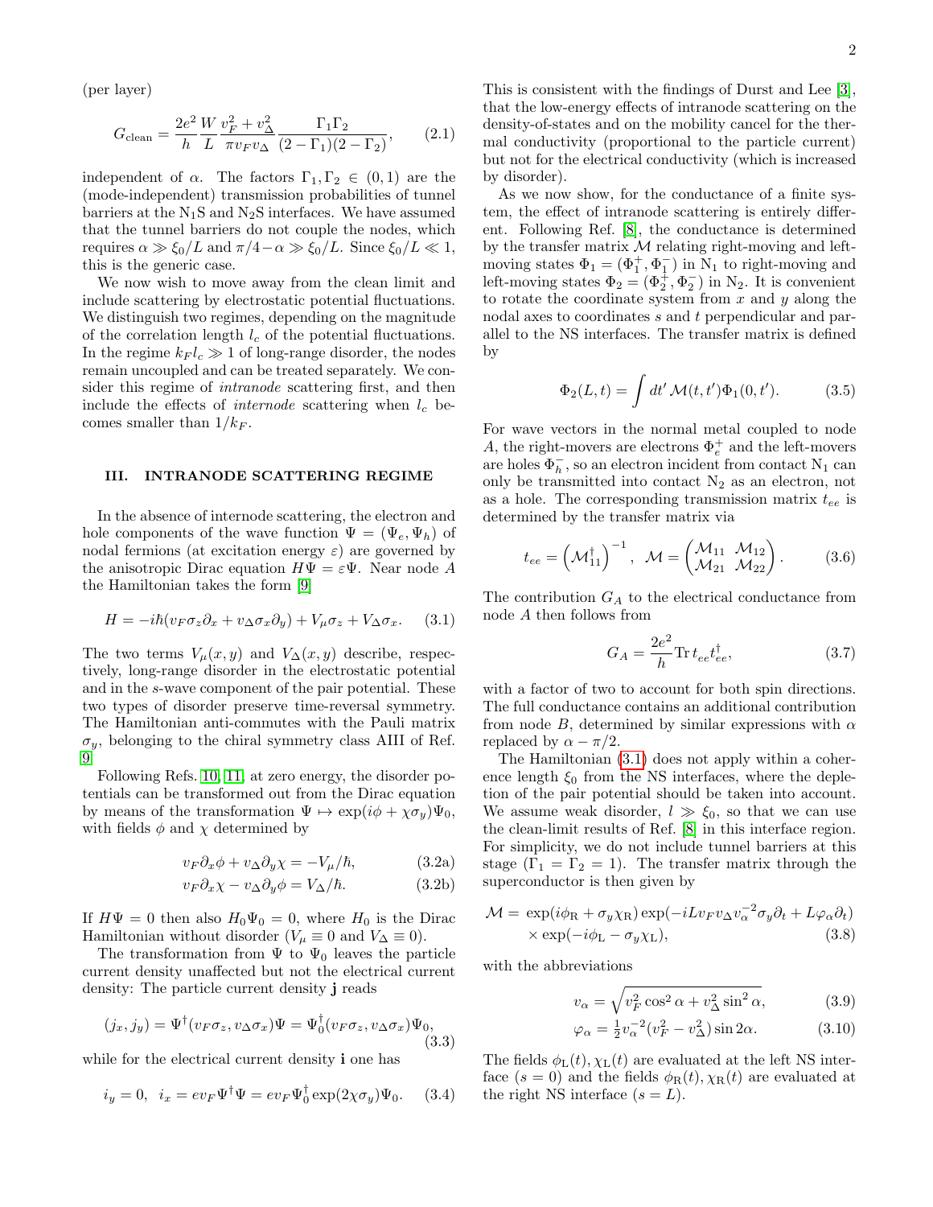(per layer)

$$G_{\rm clean} = \frac{2e^2}{h}\frac{W}{L}\frac{v_F^2+v_\Delta^2}{\pi v_F v_\Delta}\frac{\Gamma_1\Gamma_2}{(2-\Gamma_1)(2-\Gamma_2)}, \tag{2.1}$$

independent of $\alpha$. The factors $\Gamma_1, \Gamma_2 \in (0,1)$ are the (mode-independent) transmission probabilities of tunnel barriers at the $\mathrm{N_1S}$ and $\mathrm{N_2S}$ interfaces. We have assumed that the tunnel barriers do not couple the nodes, which requires $\alpha \gg \xi_0/L$ and $\pi/4-\alpha \gg \xi_0/L$. Since $\xi_0/L \ll 1$, this is the generic case.

We now wish to move away from the clean limit and include scattering by electrostatic potential fluctuations. We distinguish two regimes, depending on the magnitude of the correlation length $l_c$ of the potential fluctuations. In the regime $k_F l_c \gg 1$ of long-range disorder, the nodes remain uncoupled and can be treated separately. We consider this regime of *intranode* scattering first, and then include the effects of *internode* scattering when $l_c$ becomes smaller than $1/k_F$.

## III. INTRANODE SCATTERING REGIME

In the absence of internode scattering, the electron and hole components of the wave function $\Psi = (\Psi_e, \Psi_h)$ of nodal fermions (at excitation energy $\varepsilon$) are governed by the anisotropic Dirac equation $H\Psi = \varepsilon\Psi$. Near node $A$ the Hamiltonian takes the form [9]

$$H = -i\hbar(v_F\sigma_z\partial_x + v_\Delta\sigma_x\partial_y) + V_\mu\sigma_z + V_\Delta\sigma_x. \tag{3.1}$$

The two terms $V_\mu(x,y)$ and $V_\Delta(x,y)$ describe, respectively, long-range disorder in the electrostatic potential and in the $s$-wave component of the pair potential. These two types of disorder preserve time-reversal symmetry. The Hamiltonian anti-commutes with the Pauli matrix $\sigma_y$, belonging to the chiral symmetry class AIII of Ref. [9]

Following Refs. [10, 11] at zero energy, the disorder potentials can be transformed out from the Dirac equation by means of the transformation $\Psi \mapsto \exp(i\phi + \chi\sigma_y)\Psi_0$, with fields $\phi$ and $\chi$ determined by

$$v_F\partial_x\phi + v_\Delta\partial_y\chi = -V_\mu/\hbar, \tag{3.2a}$$

$$v_F\partial_x\chi - v_\Delta\partial_y\phi = V_\Delta/\hbar. \tag{3.2b}$$

If $H\Psi = 0$ then also $H_0\Psi_0 = 0$, where $H_0$ is the Dirac Hamiltonian without disorder ($V_\mu \equiv 0$ and $V_\Delta \equiv 0$).

The transformation from $\Psi$ to $\Psi_0$ leaves the particle current density unaffected but not the electrical current density: The particle current density $\mathbf{j}$ reads

$$(j_x, j_y) = \Psi^\dagger(v_F\sigma_z, v_\Delta\sigma_x)\Psi = \Psi_0^\dagger(v_F\sigma_z, v_\Delta\sigma_x)\Psi_0, \tag{3.3}$$

while for the electrical current density $\mathbf{i}$ one has

$$i_y = 0,\;\; i_x = ev_F\Psi^\dagger\Psi = ev_F\Psi_0^\dagger\exp(2\chi\sigma_y)\Psi_0. \tag{3.4}$$

This is consistent with the findings of Durst and Lee [3], that the low-energy effects of intranode scattering on the density-of-states and on the mobility cancel for the thermal conductivity (proportional to the particle current) but not for the electrical conductivity (which is increased by disorder).

As we now show, for the conductance of a finite system, the effect of intranode scattering is entirely different. Following Ref. [8], the conductance is determined by the transfer matrix $\mathcal{M}$ relating right-moving and left-moving states $\Phi_1 = (\Phi_1^+, \Phi_1^-)$ in $\mathrm{N_1}$ to right-moving and left-moving states $\Phi_2 = (\Phi_2^+, \Phi_2^-)$ in $\mathrm{N_2}$. It is convenient to rotate the coordinate system from $x$ and $y$ along the nodal axes to coordinates $s$ and $t$ perpendicular and parallel to the NS interfaces. The transfer matrix is defined by

$$\Phi_2(L,t) = \int dt'\,\mathcal{M}(t,t')\Phi_1(0,t'). \tag{3.5}$$

For wave vectors in the normal metal coupled to node $A$, the right-movers are electrons $\Phi_e^+$ and the left-movers are holes $\Phi_h^-$, so an electron incident from contact $\mathrm{N_1}$ can only be transmitted into contact $\mathrm{N_2}$ as an electron, not as a hole. The corresponding transmission matrix $t_{ee}$ is determined by the transfer matrix via

$$t_{ee} = \left(\mathcal{M}_{11}^\dagger\right)^{-1},\;\; \mathcal{M} = \begin{pmatrix}\mathcal{M}_{11} & \mathcal{M}_{12}\\ \mathcal{M}_{21} & \mathcal{M}_{22}\end{pmatrix}. \tag{3.6}$$

The contribution $G_A$ to the electrical conductance from node $A$ then follows from

$$G_A = \frac{2e^2}{h}\mathrm{Tr}\,t_{ee}t_{ee}^\dagger, \tag{3.7}$$

with a factor of two to account for both spin directions. The full conductance contains an additional contribution from node $B$, determined by similar expressions with $\alpha$ replaced by $\alpha - \pi/2$.

The Hamiltonian (3.1) does not apply within a coherence length $\xi_0$ from the NS interfaces, where the depletion of the pair potential should be taken into account. We assume weak disorder, $l \gg \xi_0$, so that we can use the clean-limit results of Ref. [8] in this interface region. For simplicity, we do not include tunnel barriers at this stage ($\Gamma_1 = \Gamma_2 = 1$). The transfer matrix through the superconductor is then given by

$$\mathcal{M} = \exp(i\phi_{\rm R} + \sigma_y\chi_{\rm R})\exp(-iLv_Fv_\Delta v_\alpha^{-2}\sigma_y\partial_t + L\varphi_\alpha\partial_t) \times \exp(-i\phi_{\rm L} - \sigma_y\chi_{\rm L}), \tag{3.8}$$

with the abbreviations

$$v_\alpha = \sqrt{v_F^2\cos^2\alpha + v_\Delta^2\sin^2\alpha}, \tag{3.9}$$

$$\varphi_\alpha = \tfrac{1}{2}v_\alpha^{-2}(v_F^2 - v_\Delta^2)\sin 2\alpha. \tag{3.10}$$

The fields $\phi_{\rm L}(t), \chi_{\rm L}(t)$ are evaluated at the left NS interface ($s = 0$) and the fields $\phi_{\rm R}(t), \chi_{\rm R}(t)$ are evaluated at the right NS interface ($s = L$).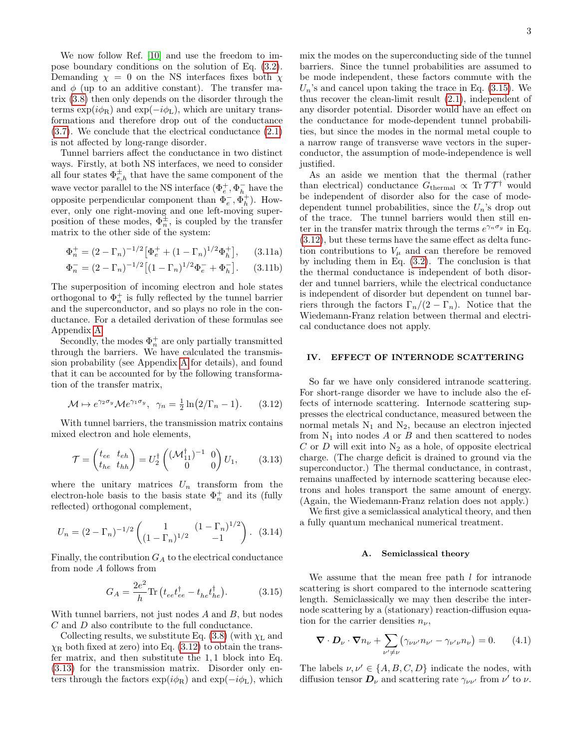We now follow Ref. [10] and use the freedom to impose boundary conditions on the solution of Eq. (3.2). Demanding $\chi = 0$ on the NS interfaces fixes both $\chi$ and $\phi$ (up to an additive constant). The transfer matrix (3.8) then only depends on the disorder through the terms $\exp(i\phi_{\rm R})$ and $\exp(-i\phi_{\rm L})$, which are unitary transformations and therefore drop out of the conductance (3.7). We conclude that the electrical conductance (2.1) is not affected by long-range disorder.

Tunnel barriers affect the conductance in two distinct ways. Firstly, at both NS interfaces, we need to consider all four states $\Phi^{\pm}_{e,h}$ that have the same component of the wave vector parallel to the NS interface ($\Phi^{+}_{e}, \Phi^{-}_{h}$ have the opposite perpendicular component than $\Phi^{-}_{e}, \Phi^{+}_{h}$). However, only one right-moving and one left-moving superposition of these modes, $\Phi^{\pm}_{n}$, is coupled by the transfer matrix to the other side of the system:

$$\Phi^{+}_{n} = (2-\Gamma_n)^{-1/2}\big[\Phi^{+}_{e} + (1-\Gamma_n)^{1/2}\Phi^{+}_{h}\big], \tag{3.11a}$$

$$\Phi^{-}_{n} = (2-\Gamma_n)^{-1/2}\big[(1-\Gamma_n)^{1/2}\Phi^{-}_{e} + \Phi^{-}_{h}\big]. \tag{3.11b}$$

The superposition of incoming electron and hole states orthogonal to $\Phi^{+}_{n}$ is fully reflected by the tunnel barrier and the superconductor, and so plays no role in the conductance. For a detailed derivation of these formulas see Appendix A.

Secondly, the modes $\Phi^{+}_{n}$ are only partially transmitted through the barriers. We have calculated the transmission probability (see Appendix A for details), and found that it can be accounted for by the following transformation of the transfer matrix,

$$\mathcal{M} \mapsto e^{\gamma_2\sigma_y}\mathcal{M}e^{\gamma_1\sigma_y}, \;\; \gamma_n = \tfrac{1}{2}\ln\big(2/\Gamma_n - 1\big). \tag{3.12}$$

With tunnel barriers, the transmission matrix contains mixed electron and hole elements,

$$\mathcal{T} = \begin{pmatrix} t_{ee} & t_{eh} \\ t_{he} & t_{hh}\end{pmatrix} = U_2^{\dagger}\begin{pmatrix} (\mathcal{M}^{\dagger}_{11})^{-1} & 0 \\ 0 & 0\end{pmatrix}U_1, \tag{3.13}$$

where the unitary matrices $U_n$ transform from the electron-hole basis to the basis state $\Phi^{+}_{n}$ and its (fully reflected) orthogonal complement,

$$U_n = (2-\Gamma_n)^{-1/2}\begin{pmatrix} 1 & (1-\Gamma_n)^{1/2} \\ (1-\Gamma_n)^{1/2} & -1\end{pmatrix}. \tag{3.14}$$

Finally, the contribution $G_A$ to the electrical conductance from node $A$ follows from

$$G_A = \frac{2e^2}{h}{\rm Tr}\,\big(t_{ee}t_{ee}^{\dagger} - t_{he}t_{he}^{\dagger}\big). \tag{3.15}$$

With tunnel barriers, not just nodes $A$ and $B$, but nodes $C$ and $D$ also contribute to the full conductance.

Collecting results, we substitute Eq. (3.8) (with $\chi_{\rm L}$ and $\chi_{\rm R}$ both fixed at zero) into Eq. (3.12) to obtain the transfer matrix, and then substitute the $1,1$ block into Eq. (3.13) for the transmission matrix. Disorder only enters through the factors $\exp(i\phi_{\rm R})$ and $\exp(-i\phi_{\rm L})$, which mix the modes on the superconducting side of the tunnel barriers. Since the tunnel probabilities are assumed to be mode independent, these factors commute with the $U_n$'s and cancel upon taking the trace in Eq. (3.15). We thus recover the clean-limit result (2.1), independent of any disorder potential. Disorder would have an effect on the conductance for mode-dependent tunnel probabilities, but since the modes in the normal metal couple to a narrow range of transverse wave vectors in the superconductor, the assumption of mode-independence is well justified.

As an aside we mention that the thermal (rather than electrical) conductance $G_{\rm thermal} \propto {\rm Tr}\,\mathcal{T}\mathcal{T}^{\dagger}$ would be independent of disorder also for the case of mode-dependent tunnel probabilities, since the $U_n$'s drop out of the trace. The tunnel barriers would then still enter in the transfer matrix through the terms $e^{\gamma_n\sigma_y}$ in Eq. (3.12), but these terms have the same effect as delta function contributions to $V_\mu$ and can therefore be removed by including them in Eq. (3.2). The conclusion is that the thermal conductance is independent of both disorder and tunnel barriers, while the electrical conductance is independent of disorder but dependent on tunnel barriers through the factors $\Gamma_n/(2-\Gamma_n)$. Notice that the Wiedemann-Franz relation between thermal and electrical conductance does not apply.

## IV. EFFECT OF INTERNODE SCATTERING

So far we have only considered intranode scattering. For short-range disorder we have to include also the effects of internode scattering. Internode scattering suppresses the electrical conductance, measured between the normal metals $\rm N_1$ and $\rm N_2$, because an electron injected from $\rm N_1$ into nodes $A$ or $B$ and then scattered to nodes $C$ or $D$ will exit into $\rm N_2$ as a hole, of opposite electrical charge. (The charge deficit is drained to ground via the superconductor.) The thermal conductance, in contrast, remains unaffected by internode scattering because electrons and holes transport the same amount of energy. (Again, the Wiedemann-Franz relation does not apply.)

We first give a semiclassical analytical theory, and then a fully quantum mechanical numerical treatment.

### A. Semiclassical theory

We assume that the mean free path $l$ for intranode scattering is short compared to the internode scattering length. Semiclassically we may then describe the internode scattering by a (stationary) reaction-diffusion equation for the carrier densities $n_\nu$,

$$\boldsymbol{\nabla}\cdot\boldsymbol{D}_\nu\cdot\boldsymbol{\nabla}n_\nu + \sum_{\nu'\neq\nu}\big(\gamma_{\nu\nu'}n_{\nu'} - \gamma_{\nu'\nu}n_\nu\big) = 0. \tag{4.1}$$

The labels $\nu,\nu' \in \{A,B,C,D\}$ indicate the nodes, with diffusion tensor $\boldsymbol{D}_\nu$ and scattering rate $\gamma_{\nu\nu'}$ from $\nu'$ to $\nu$.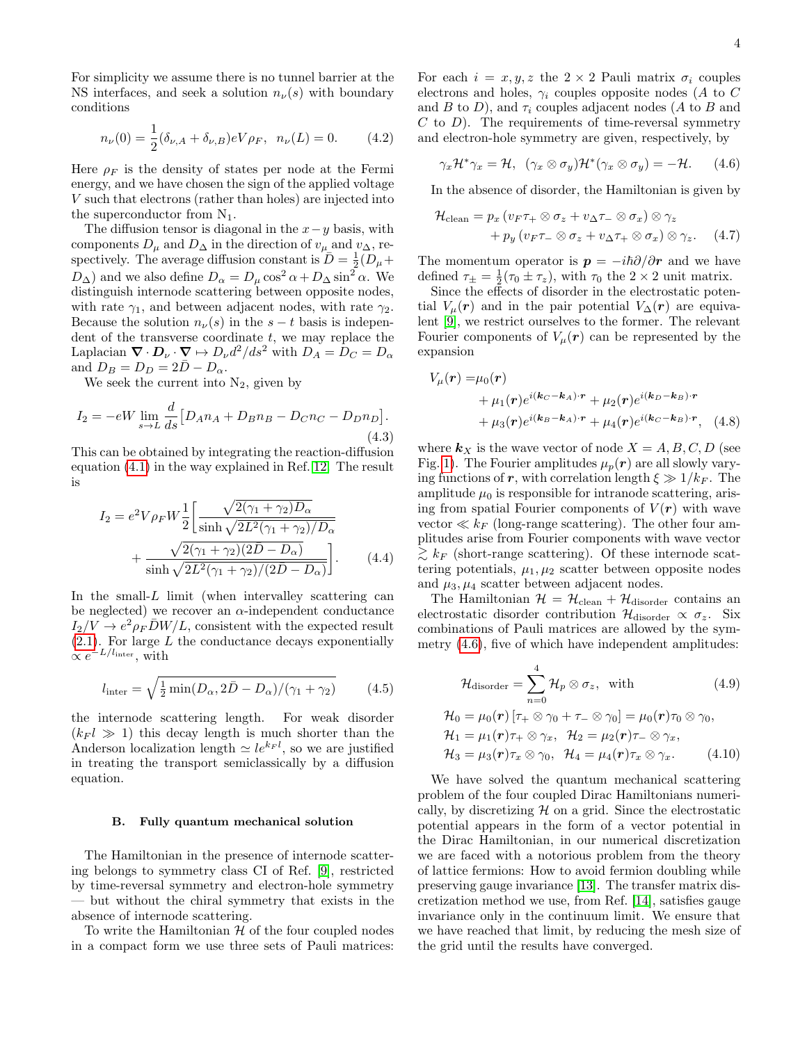For simplicity we assume there is no tunnel barrier at the NS interfaces, and seek a solution $n_\nu(s)$ with boundary conditions

$$n_\nu(0) = \frac{1}{2}(\delta_{\nu,A} + \delta_{\nu,B})eV\rho_F, \quad n_\nu(L) = 0. \tag{4.2}$$

Here $\rho_F$ is the density of states per node at the Fermi energy, and we have chosen the sign of the applied voltage $V$ such that electrons (rather than holes) are injected into the superconductor from $N_1$.

The diffusion tensor is diagonal in the $x-y$ basis, with components $D_\mu$ and $D_\Delta$ in the direction of $v_\mu$ and $v_\Delta$, respectively. The average diffusion constant is $\bar{D} = \frac{1}{2}(D_\mu + D_\Delta)$ and we also define $D_\alpha = D_\mu \cos^2\alpha + D_\Delta \sin^2\alpha$. We distinguish internode scattering between opposite nodes, with rate $\gamma_1$, and between adjacent nodes, with rate $\gamma_2$. Because the solution $n_\nu(s)$ in the $s-t$ basis is independent of the transverse coordinate $t$, we may replace the Laplacian $\boldsymbol{\nabla}\cdot\boldsymbol{D}_\nu\cdot\boldsymbol{\nabla} \mapsto D_\nu d^2/ds^2$ with $D_A = D_C = D_\alpha$ and $D_B = D_D = 2\bar{D} - D_\alpha$.

We seek the current into $N_2$, given by

$$I_2 = -eW \lim_{s\to L}\frac{d}{ds}\big[D_A n_A + D_B n_B - D_C n_C - D_D n_D\big]. \tag{4.3}$$

This can be obtained by integrating the reaction-diffusion equation (4.1) in the way explained in Ref. [12]. The result is

$$\begin{aligned} I_2 = e^2 V\rho_F W\frac{1}{2}\Bigg[&\frac{\sqrt{2(\gamma_1+\gamma_2)D_\alpha}}{\sinh\sqrt{2L^2(\gamma_1+\gamma_2)/D_\alpha}} \\ &+\frac{\sqrt{2(\gamma_1+\gamma_2)(2\bar{D}-D_\alpha)}}{\sinh\sqrt{2L^2(\gamma_1+\gamma_2)/(2\bar{D}-D_\alpha)}}\Bigg]. \end{aligned} \tag{4.4}$$

In the small-$L$ limit (when intervalley scattering can be neglected) we recover an $\alpha$-independent conductance $I_2/V \to e^2\rho_F\bar{D}W/L$, consistent with the expected result (2.1). For large $L$ the conductance decays exponentially $\propto e^{-L/l_{\rm inter}}$, with

$$l_{\rm inter} = \sqrt{\tfrac{1}{2}\min(D_\alpha, 2\bar{D}-D_\alpha)/(\gamma_1+\gamma_2)} \tag{4.5}$$

the internode scattering length. For weak disorder ($k_F l \gg 1$) this decay length is much shorter than the Anderson localization length $\simeq l e^{k_F l}$, so we are justified in treating the transport semiclassically by a diffusion equation.

### B. Fully quantum mechanical solution

The Hamiltonian in the presence of internode scattering belongs to symmetry class CI of Ref. [9], restricted by time-reversal symmetry and electron-hole symmetry — but without the chiral symmetry that exists in the absence of internode scattering.

To write the Hamiltonian $\mathcal{H}$ of the four coupled nodes in a compact form we use three sets of Pauli matrices: For each $i = x, y, z$ the $2\times 2$ Pauli matrix $\sigma_i$ couples electrons and holes, $\gamma_i$ couples opposite nodes ($A$ to $C$ and $B$ to $D$), and $\tau_i$ couples adjacent nodes ($A$ to $B$ and $C$ to $D$). The requirements of time-reversal symmetry and electron-hole symmetry are given, respectively, by

$$\gamma_x\mathcal{H}^*\gamma_x = \mathcal{H}, \quad (\gamma_x\otimes\sigma_y)\mathcal{H}^*(\gamma_x\otimes\sigma_y) = -\mathcal{H}. \tag{4.6}$$

In the absence of disorder, the Hamiltonian is given by

$$\begin{aligned}\mathcal{H}_{\rm clean} = &\, p_x\left(v_F\tau_+\otimes\sigma_z + v_\Delta\tau_-\otimes\sigma_x\right)\otimes\gamma_z \\ &+ p_y\left(v_F\tau_-\otimes\sigma_z + v_\Delta\tau_+\otimes\sigma_x\right)\otimes\gamma_z. \end{aligned} \tag{4.7}$$

The momentum operator is $\boldsymbol{p} = -i\hbar\partial/\partial\boldsymbol{r}$ and we have defined $\tau_\pm = \frac{1}{2}(\tau_0 \pm \tau_z)$, with $\tau_0$ the $2\times 2$ unit matrix.

Since the effects of disorder in the electrostatic potential $V_\mu(\boldsymbol{r})$ and in the pair potential $V_\Delta(\boldsymbol{r})$ are equivalent [9], we restrict ourselves to the former. The relevant Fourier components of $V_\mu(\boldsymbol{r})$ can be represented by the expansion

$$\begin{aligned} V_\mu(\boldsymbol{r}) = &\,\mu_0(\boldsymbol{r}) \\ &+ \mu_1(\boldsymbol{r})e^{i(\boldsymbol{k}_C-\boldsymbol{k}_A)\cdot\boldsymbol{r}} + \mu_2(\boldsymbol{r})e^{i(\boldsymbol{k}_D-\boldsymbol{k}_B)\cdot\boldsymbol{r}} \\ &+ \mu_3(\boldsymbol{r})e^{i(\boldsymbol{k}_B-\boldsymbol{k}_A)\cdot\boldsymbol{r}} + \mu_4(\boldsymbol{r})e^{i(\boldsymbol{k}_C-\boldsymbol{k}_B)\cdot\boldsymbol{r}}, \end{aligned} \tag{4.8}$$

where $\boldsymbol{k}_X$ is the wave vector of node $X = A, B, C, D$ (see Fig. 1). The Fourier amplitudes $\mu_p(\boldsymbol{r})$ are all slowly varying functions of $\boldsymbol{r}$, with correlation length $\xi \gg 1/k_F$. The amplitude $\mu_0$ is responsible for intranode scattering, arising from spatial Fourier components of $V(\boldsymbol{r})$ with wave vector $\ll k_F$ (long-range scattering). The other four amplitudes arise from Fourier components with wave vector $\gtrsim k_F$ (short-range scattering). Of these internode scattering potentials, $\mu_1, \mu_2$ scatter between opposite nodes and $\mu_3, \mu_4$ scatter between adjacent nodes.

The Hamiltonian $\mathcal{H} = \mathcal{H}_{\rm clean} + \mathcal{H}_{\rm disorder}$ contains an electrostatic disorder contribution $\mathcal{H}_{\rm disorder} \propto \sigma_z$. Six combinations of Pauli matrices are allowed by the symmetry (4.6), five of which have independent amplitudes:

$$\mathcal{H}_{\rm disorder} = \sum_{n=0}^{4}\mathcal{H}_p\otimes\sigma_z, \quad \text{with} \tag{4.9}$$

$$\begin{aligned} &\mathcal{H}_0 = \mu_0(\boldsymbol{r})\left[\tau_+\otimes\gamma_0 + \tau_-\otimes\gamma_0\right] = \mu_0(\boldsymbol{r})\tau_0\otimes\gamma_0, \\ &\mathcal{H}_1 = \mu_1(\boldsymbol{r})\tau_+\otimes\gamma_x, \quad \mathcal{H}_2 = \mu_2(\boldsymbol{r})\tau_-\otimes\gamma_x, \\ &\mathcal{H}_3 = \mu_3(\boldsymbol{r})\tau_x\otimes\gamma_0, \quad \mathcal{H}_4 = \mu_4(\boldsymbol{r})\tau_x\otimes\gamma_x. \end{aligned} \tag{4.10}$$

We have solved the quantum mechanical scattering problem of the four coupled Dirac Hamiltonians numerically, by discretizing $\mathcal{H}$ on a grid. Since the electrostatic potential appears in the form of a vector potential in the Dirac Hamiltonian, in our numerical discretization we are faced with a notorious problem from the theory of lattice fermions: How to avoid fermion doubling while preserving gauge invariance [13]. The transfer matrix discretization method we use, from Ref. [14], satisfies gauge invariance only in the continuum limit. We ensure that we have reached that limit, by reducing the mesh size of the grid until the results have converged.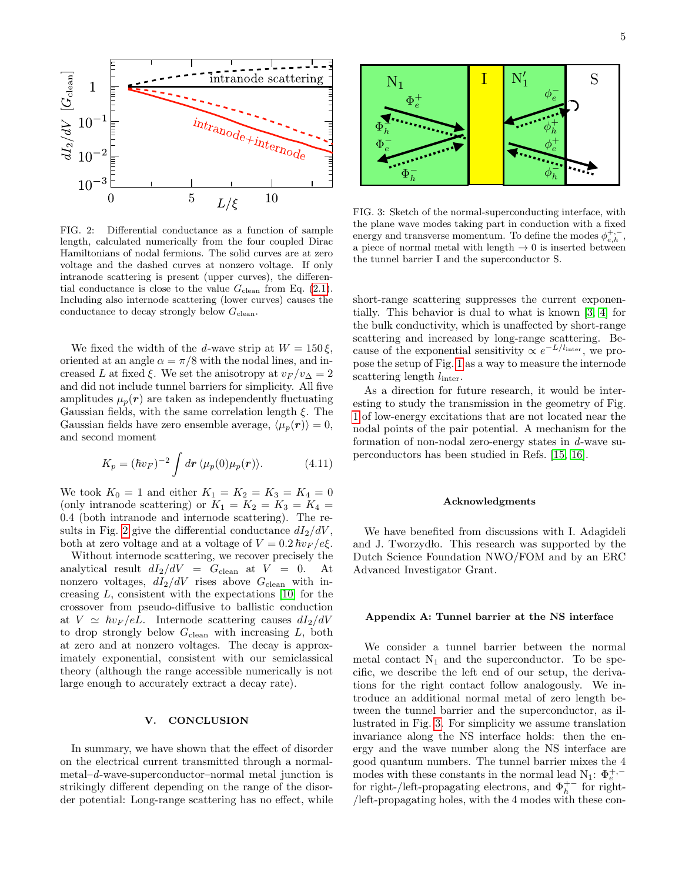FIG. 2: Differential conductance as a function of sample length, calculated numerically from the four coupled Dirac Hamiltonians of nodal fermions. The solid curves are at zero voltage and the dashed curves at nonzero voltage. If only intranode scattering is present (upper curves), the differential conductance is close to the value $G_{\rm clean}$ from Eq. (2.1). Including also internode scattering (lower curves) causes the conductance to decay strongly below $G_{\rm clean}$.

We fixed the width of the $d$-wave strip at $W = 150\,\xi$, oriented at an angle $\alpha = \pi/8$ with the nodal lines, and increased $L$ at fixed $\xi$. We set the anisotropy at $v_F/v_\Delta = 2$ and did not include tunnel barriers for simplicity. All five amplitudes $\mu_p(\boldsymbol{r})$ are taken as independently fluctuating Gaussian fields, with the same correlation length $\xi$. The Gaussian fields have zero ensemble average, $\langle\mu_p(\boldsymbol{r})\rangle = 0$, and second moment

$$K_p = (\hbar v_F)^{-2}\int d\boldsymbol{r}\,\langle\mu_p(0)\mu_p(\boldsymbol{r})\rangle. \tag{4.11}$$

We took $K_0 = 1$ and either $K_1 = K_2 = K_3 = K_4 = 0$ (only intranode scattering) or $K_1 = K_2 = K_3 = K_4 = 0.4$ (both intranode and internode scattering). The results in Fig. 2 give the differential conductance $dI_2/dV$, both at zero voltage and at a voltage of $V = 0.2\,\hbar v_F/e\xi$.

Without internode scattering, we recover precisely the analytical result $dI_2/dV = G_{\rm clean}$ at $V = 0$. At nonzero voltages, $dI_2/dV$ rises above $G_{\rm clean}$ with increasing $L$, consistent with the expectations [10] for the crossover from pseudo-diffusive to ballistic conduction at $V \simeq \hbar v_F/eL$. Internode scattering causes $dI_2/dV$ to drop strongly below $G_{\rm clean}$ with increasing $L$, both at zero and at nonzero voltages. The decay is approximately exponential, consistent with our semiclassical theory (although the range accessible numerically is not large enough to accurately extract a decay rate).

## V. CONCLUSION

In summary, we have shown that the effect of disorder on the electrical current transmitted through a normal-metal–$d$-wave-superconductor–normal metal junction is strikingly different depending on the range of the disorder potential: Long-range scattering has no effect, while short-range scattering suppresses the current exponentially. This behavior is dual to what is known [3, 4] for the bulk conductivity, which is unaffected by short-range scattering and increased by long-range scattering. Because of the exponential sensitivity $\propto e^{-L/l_{\rm inter}}$, we propose the setup of Fig. 1 as a way to measure the internode scattering length $l_{\rm inter}$.

As a direction for future research, it would be interesting to study the transmission in the geometry of Fig. 1 of low-energy excitations that are not located near the nodal points of the pair potential. A mechanism for the formation of non-nodal zero-energy states in $d$-wave superconductors has been studied in Refs. [15, 16].

FIG. 3: Sketch of the normal-superconducting interface, with the plane wave modes taking part in conduction with a fixed energy and transverse momentum. To define the modes $\phi_{e,h}^{+,-}$, a piece of normal metal with length $\to 0$ is inserted between the tunnel barrier I and the superconductor S.

### Acknowledgments

We have benefited from discussions with I. Adagideli and J. Tworzydło. This research was supported by the Dutch Science Foundation NWO/FOM and by an ERC Advanced Investigator Grant.

### Appendix A: Tunnel barrier at the NS interface

We consider a tunnel barrier between the normal metal contact $\mathrm{N}_1$ and the superconductor. To be specific, we describe the left end of our setup, the derivations for the right contact follow analogously. We introduce an additional normal metal of zero length between the tunnel barrier and the superconductor, as illustrated in Fig. 3. For simplicity we assume translation invariance along the NS interface holds: then the energy and the wave number along the NS interface are good quantum numbers. The tunnel barrier mixes the 4 modes with these constants in the normal lead $\mathrm{N}_1$: $\Phi_e^{+,-}$ for right-/left-propagating electrons, and $\Phi_h^{+-}$ for right-/left-propagating holes, with the 4 modes with these con-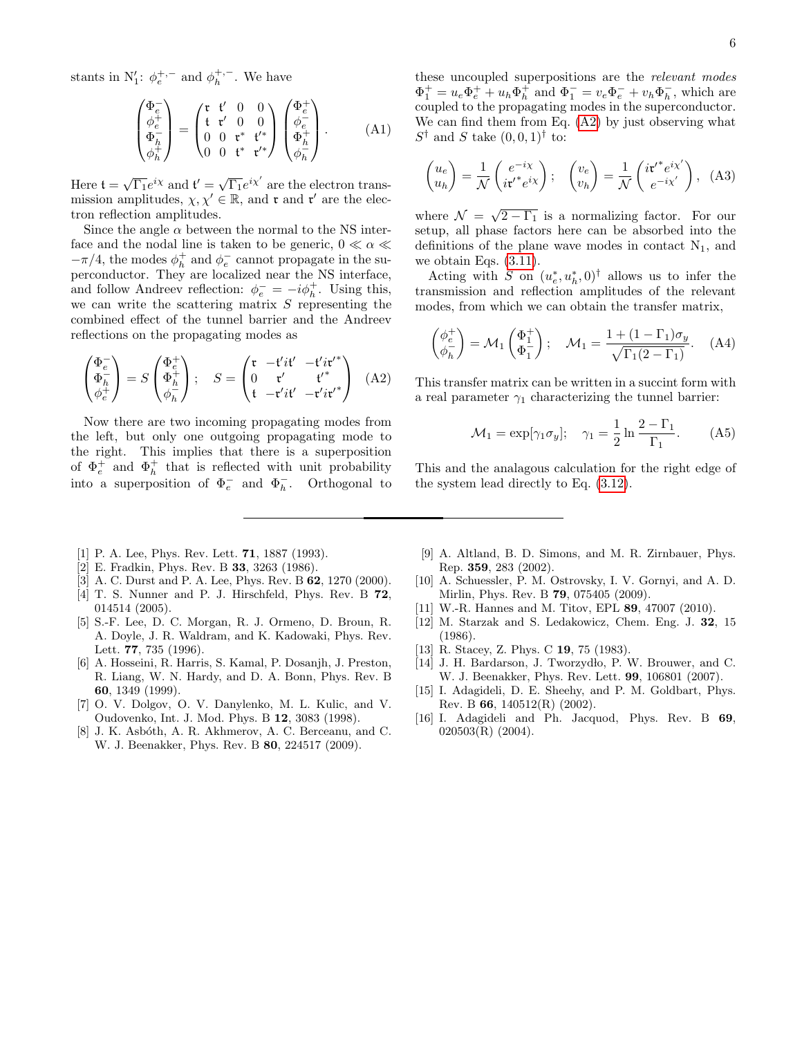stants in $N_1'$: $\phi_e^{+,-}$ and $\phi_h^{+,-}$. We have

$$\begin{pmatrix} \Phi_e^- \\ \phi_e^+ \\ \Phi_h^- \\ \phi_h^+ \end{pmatrix} = \begin{pmatrix} \mathfrak{r} & \mathfrak{t}' & 0 & 0 \\ \mathfrak{t} & \mathfrak{r}' & 0 & 0 \\ 0 & 0 & \mathfrak{r}^* & \mathfrak{t}'^* \\ 0 & 0 & \mathfrak{t}^* & \mathfrak{r}'^* \end{pmatrix} \begin{pmatrix} \Phi_e^+ \\ \phi_e^- \\ \Phi_h^+ \\ \phi_h^- \end{pmatrix}. \tag{A1}$$

Here $\mathfrak{t} = \sqrt{\Gamma_1} e^{i\chi}$ and $\mathfrak{t}' = \sqrt{\Gamma_1} e^{i\chi'}$ are the electron transmission amplitudes, $\chi, \chi' \in \mathbb{R}$, and $\mathfrak{r}$ and $\mathfrak{r}'$ are the electron reflection amplitudes.

Since the angle $\alpha$ between the normal to the NS interface and the nodal line is taken to be generic, $0 \ll \alpha \ll -\pi/4$, the modes $\phi_h^+$ and $\phi_e^-$ cannot propagate in the superconductor. They are localized near the NS interface, and follow Andreev reflection: $\phi_e^- = -i\phi_h^+$. Using this, we can write the scattering matrix $S$ representing the combined effect of the tunnel barrier and the Andreev reflections on the propagating modes as

$$\begin{pmatrix} \Phi_e^- \\ \Phi_h^- \\ \phi_e^+ \end{pmatrix} = S \begin{pmatrix} \Phi_e^+ \\ \Phi_h^+ \\ \phi_h^- \end{pmatrix}; \quad S = \begin{pmatrix} \mathfrak{r} & -\mathfrak{t}' i \mathfrak{t}' & -\mathfrak{t}' i \mathfrak{r}'^* \\ 0 & \mathfrak{r}' & \mathfrak{t}'^* \\ \mathfrak{t} & -\mathfrak{r}' i \mathfrak{t}' & -\mathfrak{r}' i \mathfrak{r}'^* \end{pmatrix} \tag{A2}$$

Now there are two incoming propagating modes from the left, but only one outgoing propagating mode to the right. This implies that there is a superposition of $\Phi_e^+$ and $\Phi_h^+$ that is reflected with unit probability into a superposition of $\Phi_e^-$ and $\Phi_h^-$. Orthogonal to these uncoupled superpositions are the *relevant modes* $\Phi_1^+ = u_e \Phi_e^+ + u_h \Phi_h^+$ and $\Phi_1^- = v_e \Phi_e^- + v_h \Phi_h^-$, which are coupled to the propagating modes in the superconductor. We can find them from Eq. (A2) by just observing what $S^\dagger$ and $S$ take $(0, 0, 1)^\dagger$ to:

$$\begin{pmatrix} u_e \\ u_h \end{pmatrix} = \frac{1}{\mathcal{N}} \begin{pmatrix} e^{-i\chi} \\ i\mathfrak{r}'^* e^{i\chi} \end{pmatrix}; \quad \begin{pmatrix} v_e \\ v_h \end{pmatrix} = \frac{1}{\mathcal{N}} \begin{pmatrix} i\mathfrak{r}'^* e^{i\chi'} \\ e^{-i\chi'} \end{pmatrix}, \tag{A3}$$

where $\mathcal{N} = \sqrt{2 - \Gamma_1}$ is a normalizing factor. For our setup, all phase factors here can be absorbed into the definitions of the plane wave modes in contact $N_1$, and we obtain Eqs. (3.11).

Acting with $S$ on $(u_e^*, u_h^*, 0)^\dagger$ allows us to infer the transmission and reflection amplitudes of the relevant modes, from which we can obtain the transfer matrix,

$$\begin{pmatrix} \phi_e^+ \\ \phi_h^- \end{pmatrix} = \mathcal{M}_1 \begin{pmatrix} \Phi_1^+ \\ \Phi_1^- \end{pmatrix}; \quad \mathcal{M}_1 = \frac{1 + (1 - \Gamma_1)\sigma_y}{\sqrt{\Gamma_1 (2 - \Gamma_1)}}. \tag{A4}$$

This transfer matrix can be written in a succint form with a real parameter $\gamma_1$ characterizing the tunnel barrier:

$$\mathcal{M}_1 = \exp[\gamma_1 \sigma_y]; \quad \gamma_1 = \frac{1}{2} \ln \frac{2 - \Gamma_1}{\Gamma_1}. \tag{A5}$$

This and the analagous calculation for the right edge of the system lead directly to Eq. (3.12).

---

[1] P. A. Lee, Phys. Rev. Lett. **71**, 1887 (1993).
[2] E. Fradkin, Phys. Rev. B **33**, 3263 (1986).
[3] A. C. Durst and P. A. Lee, Phys. Rev. B **62**, 1270 (2000).
[4] T. S. Nunner and P. J. Hirschfeld, Phys. Rev. B **72**, 014514 (2005).
[5] S.-F. Lee, D. C. Morgan, R. J. Ormeno, D. Broun, R. A. Doyle, J. R. Waldram, and K. Kadowaki, Phys. Rev. Lett. **77**, 735 (1996).
[6] A. Hosseini, R. Harris, S. Kamal, P. Dosanjh, J. Preston, R. Liang, W. N. Hardy, and D. A. Bonn, Phys. Rev. B **60**, 1349 (1999).
[7] O. V. Dolgov, O. V. Danylenko, M. L. Kulic, and V. Oudovenko, Int. J. Mod. Phys. B **12**, 3083 (1998).
[8] J. K. Asbóth, A. R. Akhmerov, A. C. Berceanu, and C. W. J. Beenakker, Phys. Rev. B **80**, 224517 (2009).
[9] A. Altland, B. D. Simons, and M. R. Zirnbauer, Phys. Rep. **359**, 283 (2002).
[10] A. Schuessler, P. M. Ostrovsky, I. V. Gornyi, and A. D. Mirlin, Phys. Rev. B **79**, 075405 (2009).
[11] W.-R. Hannes and M. Titov, EPL **89**, 47007 (2010).
[12] M. Starzak and S. Ledakowicz, Chem. Eng. J. **32**, 15 (1986).
[13] R. Stacey, Z. Phys. C **19**, 75 (1983).
[14] J. H. Bardarson, J. Tworzydło, P. W. Brouwer, and C. W. J. Beenakker, Phys. Rev. Lett. **99**, 106801 (2007).
[15] I. Adagideli, D. E. Sheehy, and P. M. Goldbart, Phys. Rev. B **66**, 140512(R) (2002).
[16] I. Adagideli and Ph. Jacquod, Phys. Rev. B **69**, 020503(R) (2004).